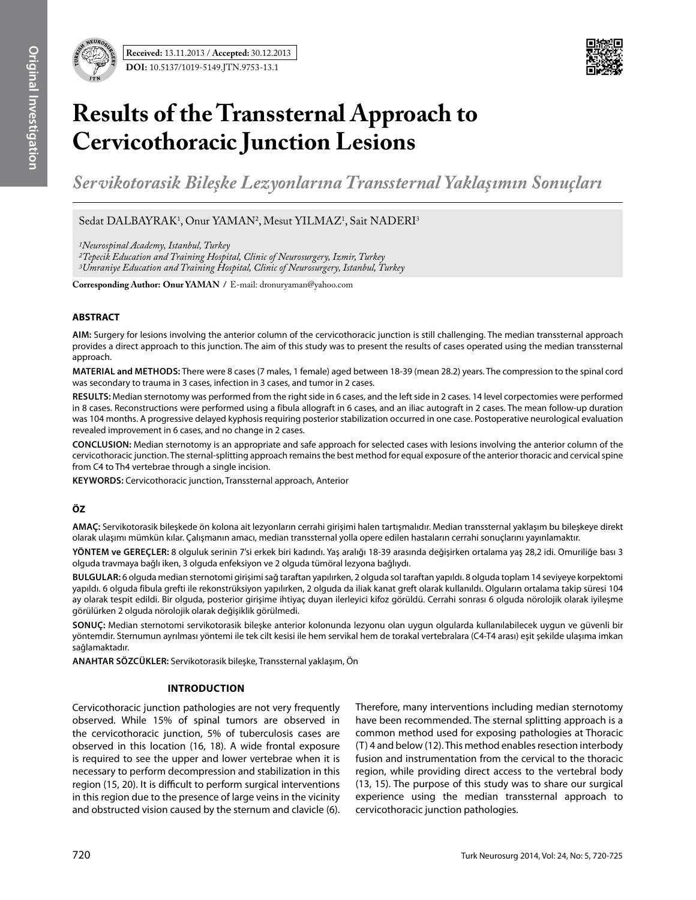**Received:** 13.11.2013 / **Accepted:** 30.12.2013

**DOI:** 10.5137/1019-5149.JTN.9753-13.1

# Results of the Transsternal Approach to Cervicothoracic Junction Lesions

## *Servikotorasik Bileşke Lezyonlarına Transsternal Yaklaşımın Sonuçları*

Sedat DALBAYRAK[1], Onur YAMAN[2], Mesut YILMAZ[1], Sait NADERI[3]

*[1]Neurospinal Academy, Istanbul, Turkey*
*[2]Tepecik Education and Training Hospital, Clinic of Neurosurgery, Izmir, Turkey*
*[3]Umraniye Education and Training Hospital, Clinic of Neurosurgery, Istanbul, Turkey*

**Corresponding Author: Onur YAMAN /** E-mail: dronuryaman@yahoo.com

### ABSTRACT

**AIM:** Surgery for lesions involving the anterior column of the cervicothoracic junction is still challenging. The median transsternal approach provides a direct approach to this junction. The aim of this study was to present the results of cases operated using the median transsternal approach.

**MATERIAL and METHODS:** There were 8 cases (7 males, 1 female) aged between 18-39 (mean 28.2) years. The compression to the spinal cord was secondary to trauma in 3 cases, infection in 3 cases, and tumor in 2 cases.

**RESULTS:** Median sternotomy was performed from the right side in 6 cases, and the left side in 2 cases. 14 level corpectomies were performed in 8 cases. Reconstructions were performed using a fibula allograft in 6 cases, and an iliac autograft in 2 cases. The mean follow-up duration was 104 months. A progressive delayed kyphosis requiring posterior stabilization occurred in one case. Postoperative neurological evaluation revealed improvement in 6 cases, and no change in 2 cases.

**CONCLUSION:** Median sternotomy is an appropriate and safe approach for selected cases with lesions involving the anterior column of the cervicothoracic junction. The sternal-splitting approach remains the best method for equal exposure of the anterior thoracic and cervical spine from C4 to Th4 vertebrae through a single incision.

**KEYWORDS:** Cervicothoracic junction, Transsternal approach, Anterior

### ÖZ

**AMAÇ:** Servikotorasik bileşkede ön kolona ait lezyonların cerrahi girişimi halen tartışmalıdır. Median transsternal yaklaşım bu bileşkeye direkt olarak ulaşımı mümkün kılar. Çalışmanın amacı, median transsternal yolla opere edilen hastaların cerrahi sonuçlarını yayınlamaktır.

**YÖNTEM ve GEREÇLER:** 8 olguluk serinin 7'si erkek biri kadındı. Yaş aralığı 18-39 arasında değişirken ortalama yaş 28,2 idi. Omuriliğe bası 3 olguda travmaya bağlı iken, 3 olguda enfeksiyon ve 2 olguda tümöral lezyona bağlıydı.

**BULGULAR:** 6 olguda median sternotomi girişimi sağ taraftan yapılırken, 2 olguda sol taraftan yapıldı. 8 olguda toplam 14 seviyeye korpektomi yapıldı. 6 olguda fibula grefti ile rekonstrüksiyon yapılırken, 2 olguda da iliak kanat greft olarak kullanıldı. Olguların ortalama takip süresi 104 ay olarak tespit edildi. Bir olguda, posterior girişime ihtiyaç duyan ilerleyici kifoz görüldü. Cerrahi sonrası 6 olguda nörolojik olarak iyileşme görülürken 2 olguda nörolojik olarak değişiklik görülmedi.

**SONUÇ:** Median sternotomi servikotorasik bileşke anterior kolonunda lezyonu olan uygun olgularda kullanılabilecek uygun ve güvenli bir yöntemdir. Sternumun ayrılması yöntemi ile tek cilt kesisi ile hem servikal hem de torakal vertebralara (C4-T4 arası) eşit şekilde ulaşıma imkan sağlamaktadır.

**ANAHTAR SÖZCÜKLER:** Servikotorasik bileşke, Transsternal yaklaşım, Ön

## INTRODUCTION

Cervicothoracic junction pathologies are not very frequently observed. While 15% of spinal tumors are observed in the cervicothoracic junction, 5% of tuberculosis cases are observed in this location (16, 18). A wide frontal exposure is required to see the upper and lower vertebrae when it is necessary to perform decompression and stabilization in this region (15, 20). It is difficult to perform surgical interventions in this region due to the presence of large veins in the vicinity and obstructed vision caused by the sternum and clavicle (6). Therefore, many interventions including median sternotomy have been recommended. The sternal splitting approach is a common method used for exposing pathologies at Thoracic (T) 4 and below (12). This method enables resection interbody fusion and instrumentation from the cervical to the thoracic region, while providing direct access to the vertebral body (13, 15). The purpose of this study was to share our surgical experience using the median transsternal approach to cervicothoracic junction pathologies.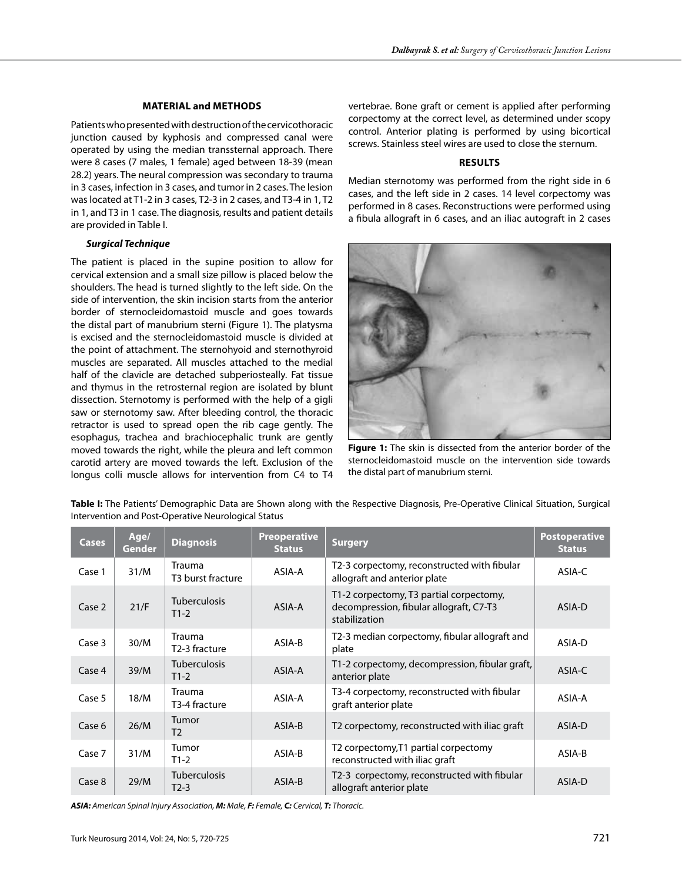## MATERIAL and METHODS

Patients who presented with destruction of the cervicothoracic junction caused by kyphosis and compressed canal were operated by using the median transsternal approach. There were 8 cases (7 males, 1 female) aged between 18-39 (mean 28.2) years. The neural compression was secondary to trauma in 3 cases, infection in 3 cases, and tumor in 2 cases. The lesion was located at T1-2 in 3 cases, T2-3 in 2 cases, and T3-4 in 1, T2 in 1, and T3 in 1 case. The diagnosis, results and patient details are provided in Table I.

### *Surgical Technique*

The patient is placed in the supine position to allow for cervical extension and a small size pillow is placed below the shoulders. The head is turned slightly to the left side. On the side of intervention, the skin incision starts from the anterior border of sternocleidomastoid muscle and goes towards the distal part of manubrium sterni (Figure 1). The platysma is excised and the sternocleidomastoid muscle is divided at the point of attachment. The sternohyoid and sternothyroid muscles are separated. All muscles attached to the medial half of the clavicle are detached subperiosteally. Fat tissue and thymus in the retrosternal region are isolated by blunt dissection. Sternotomy is performed with the help of a gigli saw or sternotomy saw. After bleeding control, the thoracic retractor is used to spread open the rib cage gently. The esophagus, trachea and brachiocephalic trunk are gently moved towards the right, while the pleura and left common carotid artery are moved towards the left. Exclusion of the longus colli muscle allows for intervention from C4 to T4 vertebrae. Bone graft or cement is applied after performing corpectomy at the correct level, as determined under scopy control. Anterior plating is performed by using bicortical screws. Stainless steel wires are used to close the sternum.

## RESULTS

Median sternotomy was performed from the right side in 6 cases, and the left side in 2 cases. 14 level corpectomy was performed in 8 cases. Reconstructions were performed using a fibula allograft in 6 cases, and an iliac autograft in 2 cases

**Figure 1:** The skin is dissected from the anterior border of the sternocleidomastoid muscle on the intervention side towards the distal part of manubrium sterni.

**Table I:** The Patients' Demographic Data are Shown along with the Respective Diagnosis, Pre-Operative Clinical Situation, Surgical Intervention and Post-Operative Neurological Status

| Cases | Age/ Gender | Diagnosis | Preoperative Status | Surgery | Postoperative Status |
|---|---|---|---|---|---|
| Case 1 | 31/M | Trauma T3 burst fracture | ASIA-A | T2-3 corpectomy, reconstructed with fibular allograft and anterior plate | ASIA-C |
| Case 2 | 21/F | Tuberculosis T1-2 | ASIA-A | T1-2 corpectomy, T3 partial corpectomy, decompression, fibular allograft, C7-T3 stabilization | ASIA-D |
| Case 3 | 30/M | Trauma T2-3 fracture | ASIA-B | T2-3 median corpectomy, fibular allograft and plate | ASIA-D |
| Case 4 | 39/M | Tuberculosis T1-2 | ASIA-A | T1-2 corpectomy, decompression, fibular graft, anterior plate | ASIA-C |
| Case 5 | 18/M | Trauma T3-4 fracture | ASIA-A | T3-4 corpectomy, reconstructed with fibular graft anterior plate | ASIA-A |
| Case 6 | 26/M | Tumor T2 | ASIA-B | T2 corpectomy, reconstructed with iliac graft | ASIA-D |
| Case 7 | 31/M | Tumor T1-2 | ASIA-B | T2 corpectomy,T1 partial corpectomy reconstructed with iliac graft | ASIA-B |
| Case 8 | 29/M | Tuberculosis T2-3 | ASIA-B | T2-3 corpectomy, reconstructed with fibular allograft anterior plate | ASIA-D |

***ASIA:** American Spinal Injury Association, **M:** Male, **F:** Female, **C:** Cervical, **T:** Thoracic.*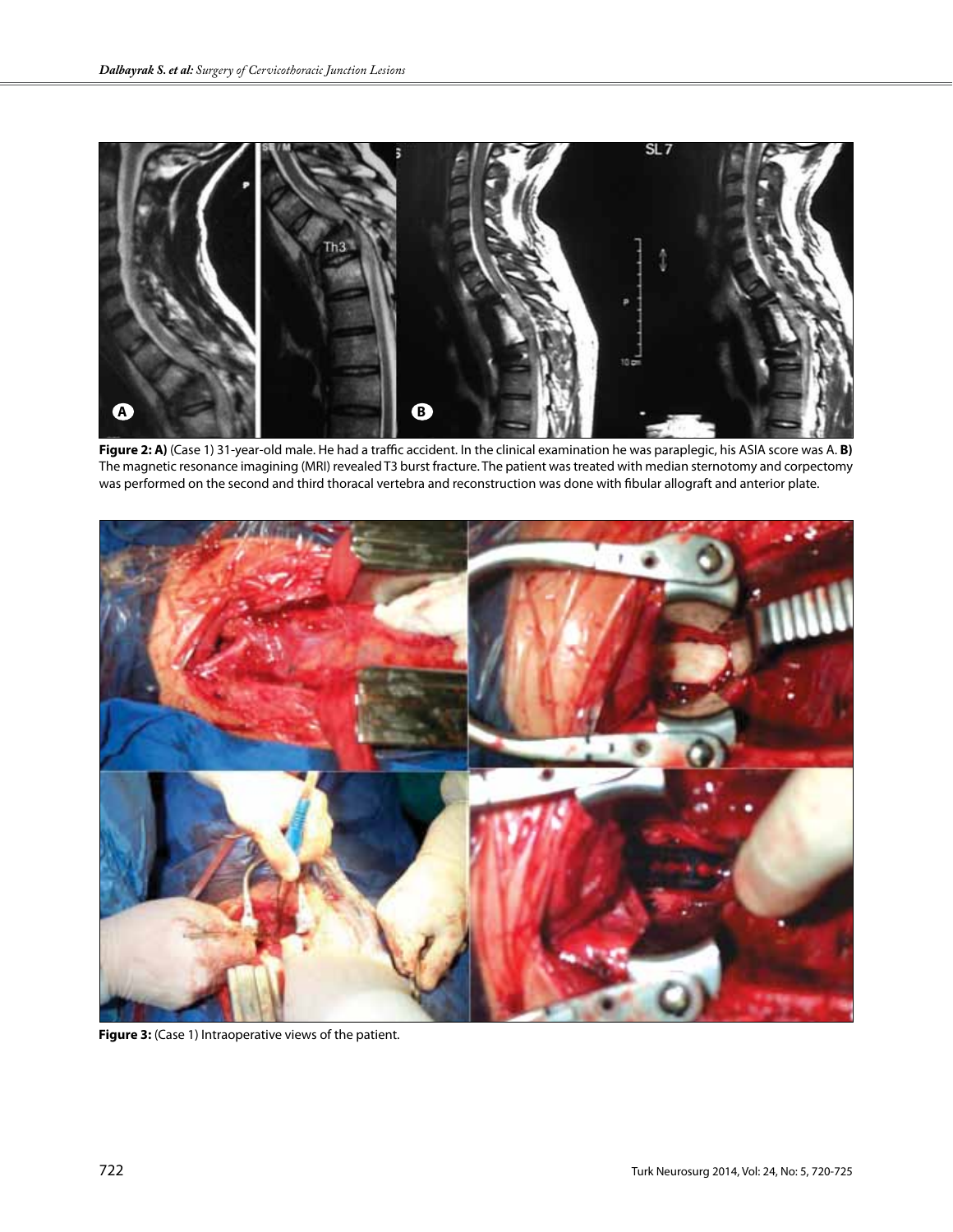**Figure 2: A)** (Case 1) 31-year-old male. He had a traffic accident. In the clinical examination he was paraplegic, his ASIA score was A. **B)** The magnetic resonance imagining (MRI) revealed T3 burst fracture. The patient was treated with median sternotomy and corpectomy was performed on the second and third thoracal vertebra and reconstruction was done with fibular allograft and anterior plate.

**Figure 3:** (Case 1) Intraoperative views of the patient.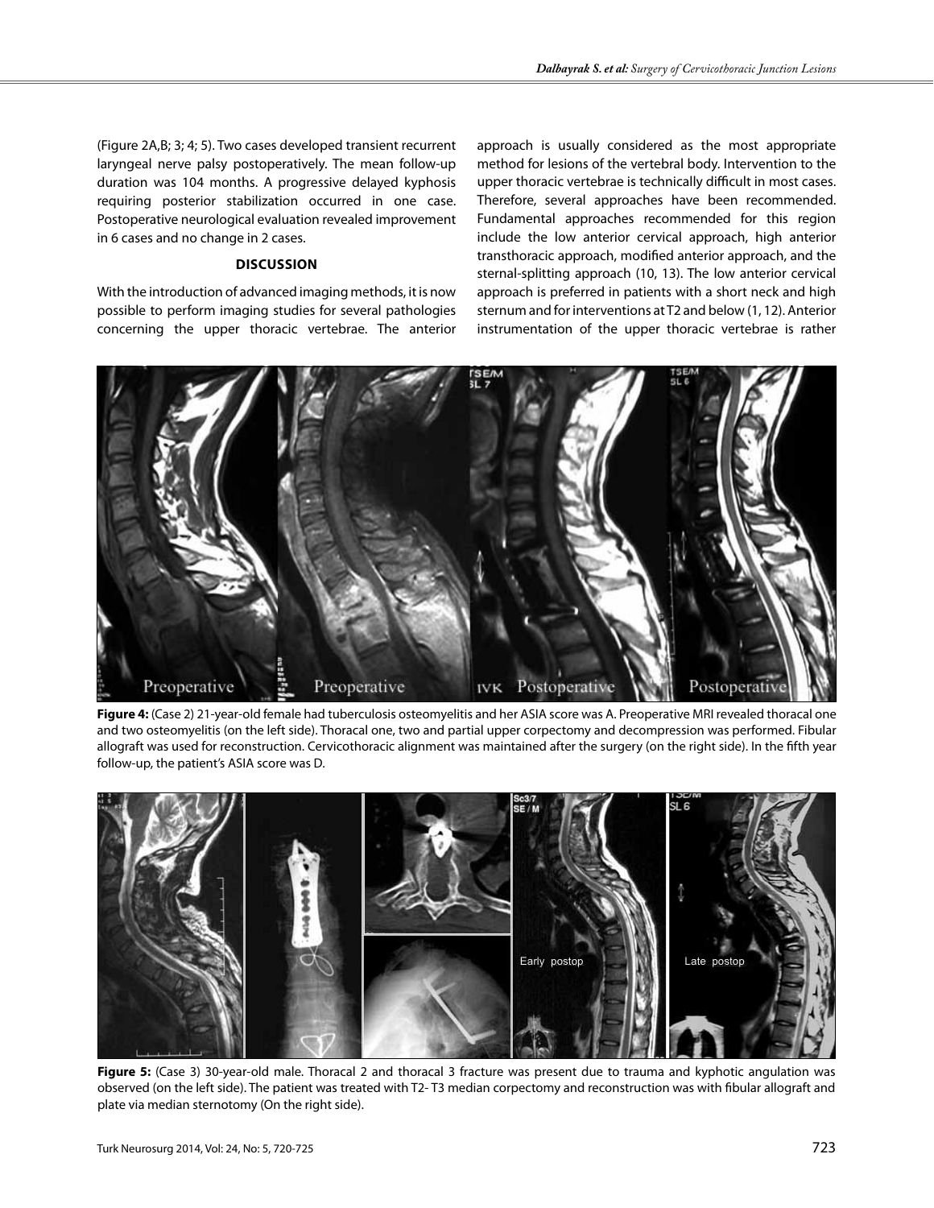(Figure 2A,B; 3; 4; 5). Two cases developed transient recurrent laryngeal nerve palsy postoperatively. The mean follow-up duration was 104 months. A progressive delayed kyphosis requiring posterior stabilization occurred in one case. Postoperative neurological evaluation revealed improvement in 6 cases and no change in 2 cases.

## DISCUSSION

With the introduction of advanced imaging methods, it is now possible to perform imaging studies for several pathologies concerning the upper thoracic vertebrae. The anterior approach is usually considered as the most appropriate method for lesions of the vertebral body. Intervention to the upper thoracic vertebrae is technically difficult in most cases. Therefore, several approaches have been recommended. Fundamental approaches recommended for this region include the low anterior cervical approach, high anterior transthoracic approach, modified anterior approach, and the sternal-splitting approach (10, 13). The low anterior cervical approach is preferred in patients with a short neck and high sternum and for interventions at T2 and below (1, 12). Anterior instrumentation of the upper thoracic vertebrae is rather

**Figure 4:** (Case 2) 21-year-old female had tuberculosis osteomyelitis and her ASIA score was A. Preoperative MRI revealed thoracal one and two osteomyelitis (on the left side). Thoracal one, two and partial upper corpectomy and decompression was performed. Fibular allograft was used for reconstruction. Cervicothoracic alignment was maintained after the surgery (on the right side). In the fifth year follow-up, the patient's ASIA score was D.

**Figure 5:** (Case 3) 30-year-old male. Thoracal 2 and thoracal 3 fracture was present due to trauma and kyphotic angulation was observed (on the left side). The patient was treated with T2- T3 median corpectomy and reconstruction was with fibular allograft and plate via median sternotomy (On the right side).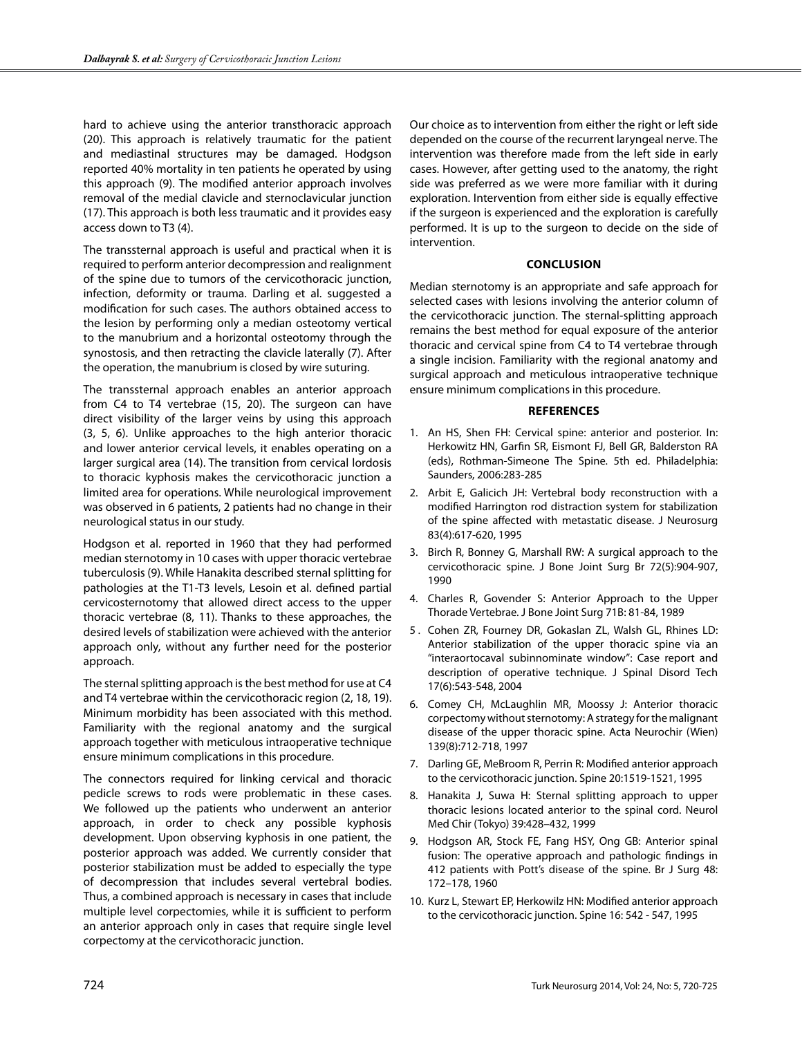hard to achieve using the anterior transthoracic approach (20). This approach is relatively traumatic for the patient and mediastinal structures may be damaged. Hodgson reported 40% mortality in ten patients he operated by using this approach (9). The modified anterior approach involves removal of the medial clavicle and sternoclavicular junction (17). This approach is both less traumatic and it provides easy access down to T3 (4).

The transsternal approach is useful and practical when it is required to perform anterior decompression and realignment of the spine due to tumors of the cervicothoracic junction, infection, deformity or trauma. Darling et al. suggested a modification for such cases. The authors obtained access to the lesion by performing only a median osteotomy vertical to the manubrium and a horizontal osteotomy through the synostosis, and then retracting the clavicle laterally (7). After the operation, the manubrium is closed by wire suturing.

The transsternal approach enables an anterior approach from C4 to T4 vertebrae (15, 20). The surgeon can have direct visibility of the larger veins by using this approach (3, 5, 6). Unlike approaches to the high anterior thoracic and lower anterior cervical levels, it enables operating on a larger surgical area (14). The transition from cervical lordosis to thoracic kyphosis makes the cervicothoracic junction a limited area for operations. While neurological improvement was observed in 6 patients, 2 patients had no change in their neurological status in our study.

Hodgson et al. reported in 1960 that they had performed median sternotomy in 10 cases with upper thoracic vertebrae tuberculosis (9). While Hanakita described sternal splitting for pathologies at the T1-T3 levels, Lesoin et al. defined partial cervicosternotomy that allowed direct access to the upper thoracic vertebrae (8, 11). Thanks to these approaches, the desired levels of stabilization were achieved with the anterior approach only, without any further need for the posterior approach.

The sternal splitting approach is the best method for use at C4 and T4 vertebrae within the cervicothoracic region (2, 18, 19). Minimum morbidity has been associated with this method. Familiarity with the regional anatomy and the surgical approach together with meticulous intraoperative technique ensure minimum complications in this procedure.

The connectors required for linking cervical and thoracic pedicle screws to rods were problematic in these cases. We followed up the patients who underwent an anterior approach, in order to check any possible kyphosis development. Upon observing kyphosis in one patient, the posterior approach was added. We currently consider that posterior stabilization must be added to especially the type of decompression that includes several vertebral bodies. Thus, a combined approach is necessary in cases that include multiple level corpectomies, while it is sufficient to perform an anterior approach only in cases that require single level corpectomy at the cervicothoracic junction.

Our choice as to intervention from either the right or left side depended on the course of the recurrent laryngeal nerve. The intervention was therefore made from the left side in early cases. However, after getting used to the anatomy, the right side was preferred as we were more familiar with it during exploration. Intervention from either side is equally effective if the surgeon is experienced and the exploration is carefully performed. It is up to the surgeon to decide on the side of intervention.

## CONCLUSION

Median sternotomy is an appropriate and safe approach for selected cases with lesions involving the anterior column of the cervicothoracic junction. The sternal-splitting approach remains the best method for equal exposure of the anterior thoracic and cervical spine from C4 to T4 vertebrae through a single incision. Familiarity with the regional anatomy and surgical approach and meticulous intraoperative technique ensure minimum complications in this procedure.

## REFERENCES

1. An HS, Shen FH: Cervical spine: anterior and posterior. In: Herkowitz HN, Garfin SR, Eismont FJ, Bell GR, Balderston RA (eds), Rothman-Simeone The Spine. 5th ed. Philadelphia: Saunders, 2006:283-285
2. Arbit E, Galicich JH: Vertebral body reconstruction with a modified Harrington rod distraction system for stabilization of the spine affected with metastatic disease. J Neurosurg 83(4):617-620, 1995
3. Birch R, Bonney G, Marshall RW: A surgical approach to the cervicothoracic spine. J Bone Joint Surg Br 72(5):904-907, 1990
4. Charles R, Govender S: Anterior Approach to the Upper Thorade Vertebrae. J Bone Joint Surg 71B: 81-84, 1989
5. Cohen ZR, Fourney DR, Gokaslan ZL, Walsh GL, Rhines LD: Anterior stabilization of the upper thoracic spine via an "interaortocaval subinnominate window": Case report and description of operative technique. J Spinal Disord Tech 17(6):543-548, 2004
6. Comey CH, McLaughlin MR, Moossy J: Anterior thoracic corpectomy without sternotomy: A strategy for the malignant disease of the upper thoracic spine. Acta Neurochir (Wien) 139(8):712-718, 1997
7. Darling GE, MeBroom R, Perrin R: Modified anterior approach to the cervicothoracic junction. Spine 20:1519-1521, 1995
8. Hanakita J, Suwa H: Sternal splitting approach to upper thoracic lesions located anterior to the spinal cord. Neurol Med Chir (Tokyo) 39:428–432, 1999
9. Hodgson AR, Stock FE, Fang HSY, Ong GB: Anterior spinal fusion: The operative approach and pathologic findings in 412 patients with Pott's disease of the spine. Br J Surg 48: 172–178, 1960
10. Kurz L, Stewart EP, Herkowilz HN: Modified anterior approach to the cervicothoracic junction. Spine 16: 542 - 547, 1995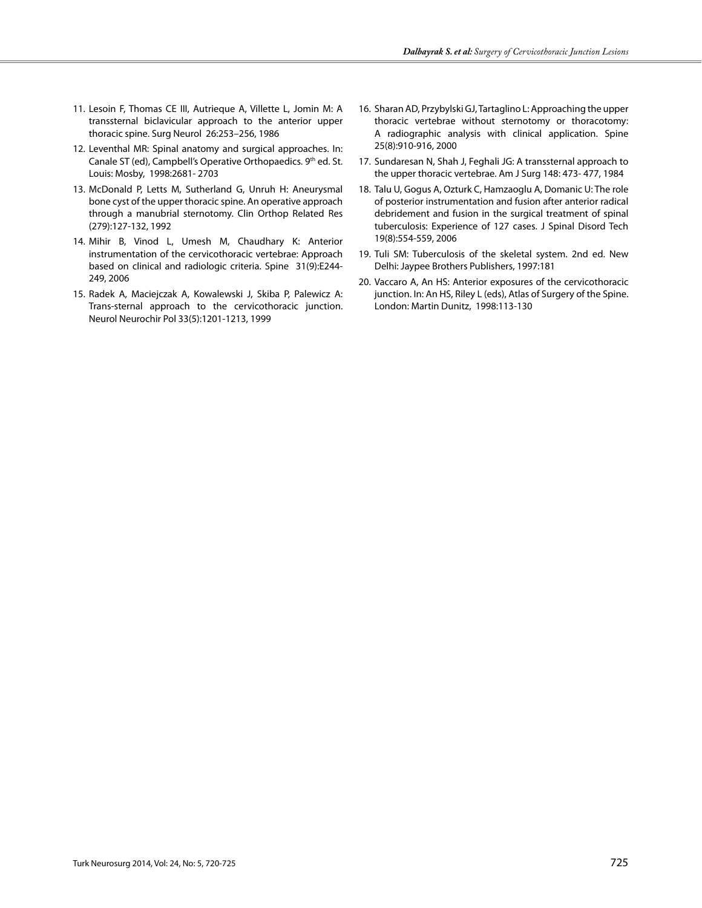11. Lesoin F, Thomas CE III, Autrieque A, Villette L, Jomin M: A transsternal biclavicular approach to the anterior upper thoracic spine. Surg Neurol 26:253–256, 1986

12. Leventhal MR: Spinal anatomy and surgical approaches. In: Canale ST (ed), Campbell's Operative Orthopaedics. 9th ed. St. Louis: Mosby, 1998:2681- 2703

13. McDonald P, Letts M, Sutherland G, Unruh H: Aneurysmal bone cyst of the upper thoracic spine. An operative approach through a manubrial sternotomy. Clin Orthop Related Res (279):127-132, 1992

14. Mihir B, Vinod L, Umesh M, Chaudhary K: Anterior instrumentation of the cervicothoracic vertebrae: Approach based on clinical and radiologic criteria. Spine 31(9):E244-249, 2006

15. Radek A, Maciejczak A, Kowalewski J, Skiba P, Palewicz A: Trans-sternal approach to the cervicothoracic junction. Neurol Neurochir Pol 33(5):1201-1213, 1999

16. Sharan AD, Przybylski GJ, Tartaglino L: Approaching the upper thoracic vertebrae without sternotomy or thoracotomy: A radiographic analysis with clinical application. Spine 25(8):910-916, 2000

17. Sundaresan N, Shah J, Feghali JG: A transsternal approach to the upper thoracic vertebrae. Am J Surg 148: 473- 477, 1984

18. Talu U, Gogus A, Ozturk C, Hamzaoglu A, Domanic U: The role of posterior instrumentation and fusion after anterior radical debridement and fusion in the surgical treatment of spinal tuberculosis: Experience of 127 cases. J Spinal Disord Tech 19(8):554-559, 2006

19. Tuli SM: Tuberculosis of the skeletal system. 2nd ed. New Delhi: Jaypee Brothers Publishers, 1997:181

20. Vaccaro A, An HS: Anterior exposures of the cervicothoracic junction. In: An HS, Riley L (eds), Atlas of Surgery of the Spine. London: Martin Dunitz, 1998:113-130